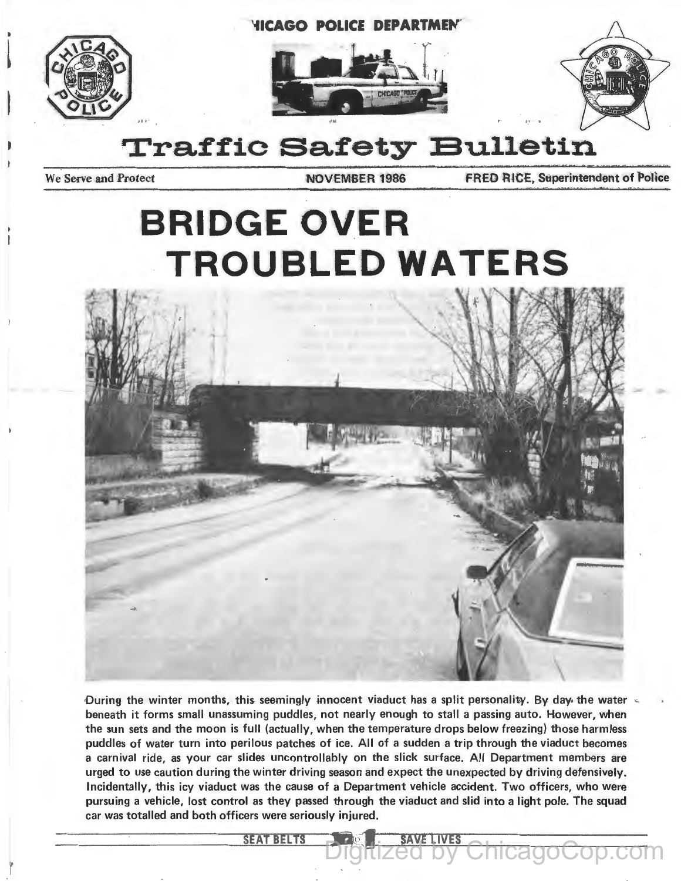CHICAGO POLICE DEPARTMENT

# Traffic Safety Bulletin

We Serve and Protect | NOVEMBER 1986 | FRED RICE, Superintendent of Police

# BRIDGE OVER TROUBLED WATERS

During the winter months, this seemingly innocent viaduct has a split personality. By day the water beneath it forms small unassuming puddles, not nearly enough to stall a passing auto. However, when the sun sets and the moon is full (actually, when the temperature drops below freezing) those harmless puddles of water turn into perilous patches of ice. All of a sudden a trip through the viaduct becomes a carnival ride, as your car slides uncontrollably on the slick surface. All Department members are urged to use caution during the winter driving season and expect the unexpected by driving defensively. Incidentally, this icy viaduct was the cause of a Department vehicle accident. Two officers, who were pursuing a vehicle, lost control as they passed through the viaduct and slid into a light pole. The squad car was totalled and both officers were seriously injured.

SEAT BELTS SAVE LIVES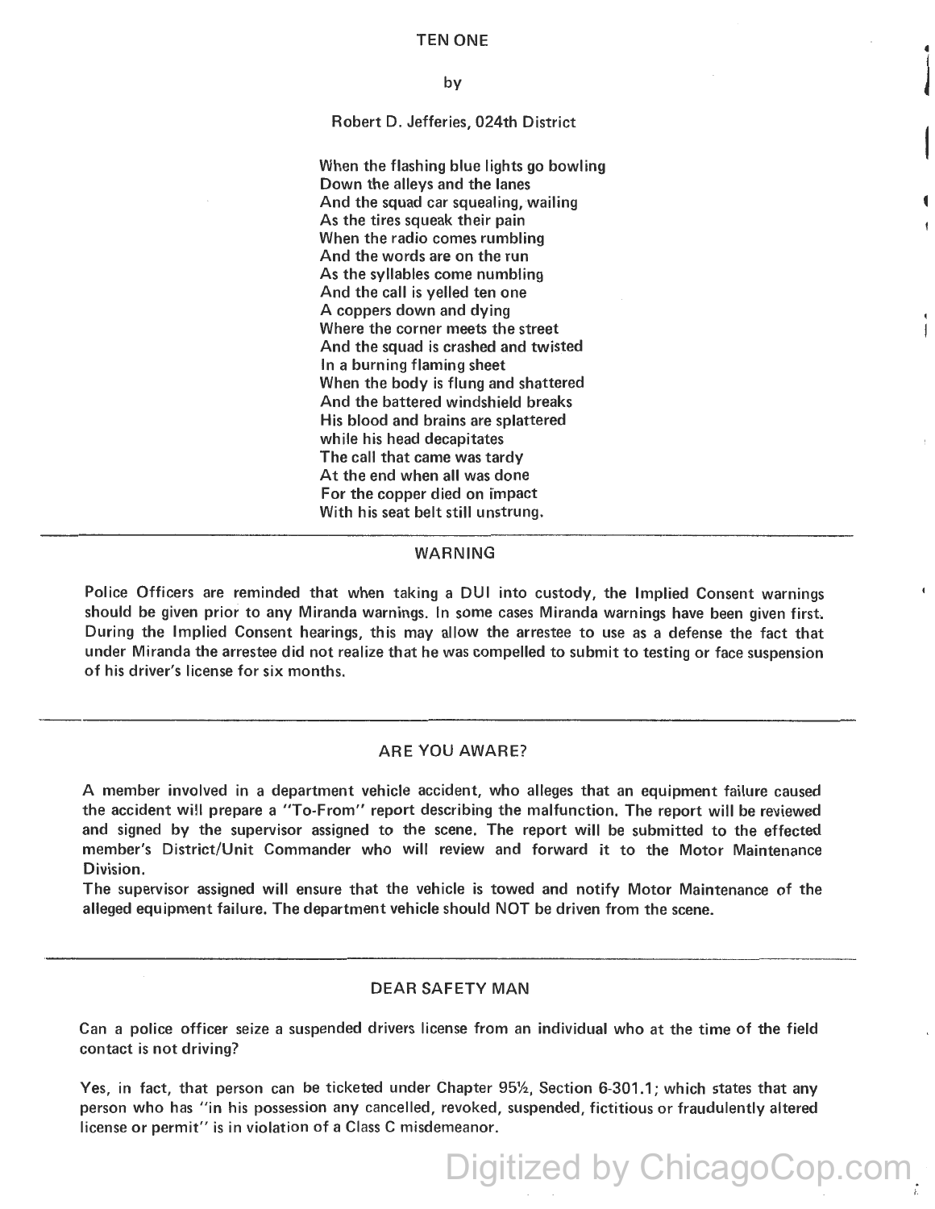## TEN ONE

by

Robert D. Jefferies, 024th District

When the flashing blue lights go bowling
Down the alleys and the lanes
And the squad car squealing, wailing
As the tires squeak their pain
When the radio comes rumbling
And the words are on the run
As the syllables come numbling
And the call is yelled ten one
A coppers down and dying
Where the corner meets the street
And the squad is crashed and twisted
In a burning flaming sheet
When the body is flung and shattered
And the battered windshield breaks
His blood and brains are splattered
while his head decapitates
The call that came was tardy
At the end when all was done
For the copper died on impact
With his seat belt still unstrung.

---

## WARNING

Police Officers are reminded that when taking a DUI into custody, the Implied Consent warnings should be given prior to any Miranda warnings. In some cases Miranda warnings have been given first. During the Implied Consent hearings, this may allow the arrestee to use as a defense the fact that under Miranda the arrestee did not realize that he was compelled to submit to testing or face suspension of his driver's license for six months.

---

## ARE YOU AWARE?

A member involved in a department vehicle accident, who alleges that an equipment failure caused the accident will prepare a "To-From" report describing the malfunction. The report will be reviewed and signed by the supervisor assigned to the scene. The report will be submitted to the effected member's District/Unit Commander who will review and forward it to the Motor Maintenance Division.
The supervisor assigned will ensure that the vehicle is towed and notify Motor Maintenance of the alleged equipment failure. The department vehicle should NOT be driven from the scene.

---

## DEAR SAFETY MAN

Can a police officer seize a suspended drivers license from an individual who at the time of the field contact is not driving?

Yes, in fact, that person can be ticketed under Chapter 95½, Section 6-301.1; which states that any person who has "in his possession any cancelled, revoked, suspended, fictitious or fraudulently altered license or permit" is in violation of a Class C misdemeanor.